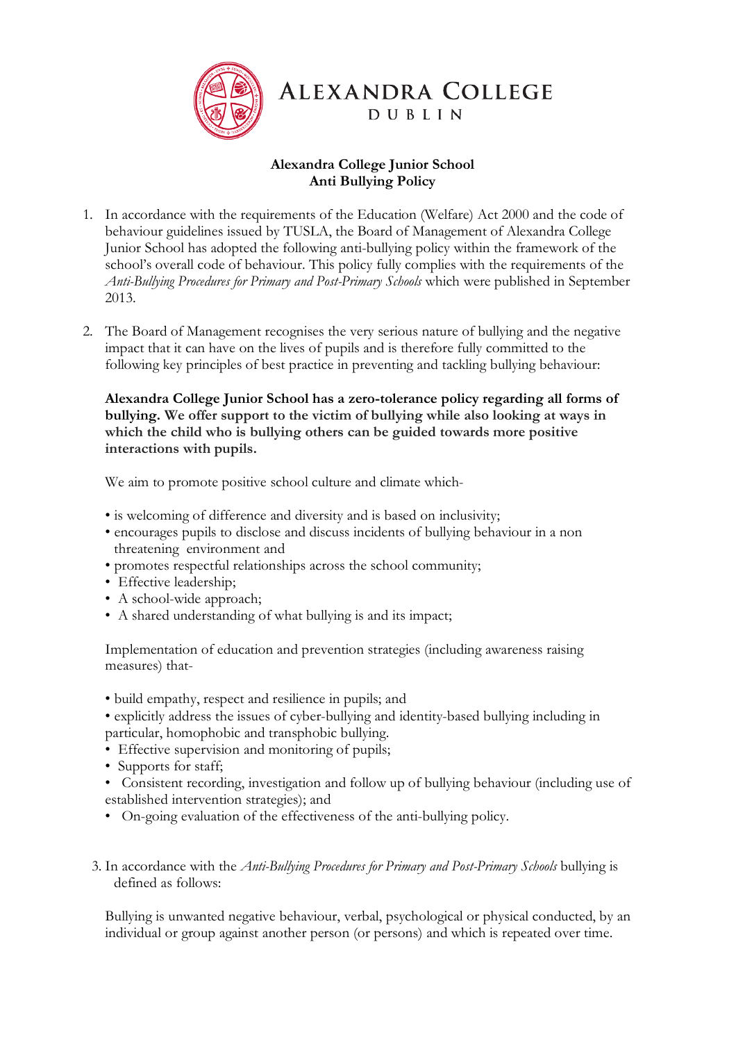ALEXANDRA COLLEGE
DUBLIN

**Alexandra College Junior School**
**Anti Bullying Policy**

1. In accordance with the requirements of the Education (Welfare) Act 2000 and the code of behaviour guidelines issued by TUSLA, the Board of Management of Alexandra College Junior School has adopted the following anti-bullying policy within the framework of the school's overall code of behaviour. This policy fully complies with the requirements of the *Anti-Bullying Procedures for Primary and Post-Primary Schools* which were published in September 2013.

2. The Board of Management recognises the very serious nature of bullying and the negative impact that it can have on the lives of pupils and is therefore fully committed to the following key principles of best practice in preventing and tackling bullying behaviour:

   **Alexandra College Junior School has a zero-tolerance policy regarding all forms of bullying. We offer support to the victim of bullying while also looking at ways in which the child who is bullying others can be guided towards more positive interactions with pupils.**

   We aim to promote positive school culture and climate which-

   - is welcoming of difference and diversity and is based on inclusivity;
   - encourages pupils to disclose and discuss incidents of bullying behaviour in a non threatening environment and
   - promotes respectful relationships across the school community;
   - Effective leadership;
   - A school-wide approach;
   - A shared understanding of what bullying is and its impact;

   Implementation of education and prevention strategies (including awareness raising measures) that-

   - build empathy, respect and resilience in pupils; and
   - explicitly address the issues of cyber-bullying and identity-based bullying including in particular, homophobic and transphobic bullying.
   - Effective supervision and monitoring of pupils;
   - Supports for staff;
   - Consistent recording, investigation and follow up of bullying behaviour (including use of established intervention strategies); and
   - On-going evaluation of the effectiveness of the anti-bullying policy.

3. In accordance with the *Anti-Bullying Procedures for Primary and Post-Primary Schools* bullying is defined as follows:

   Bullying is unwanted negative behaviour, verbal, psychological or physical conducted, by an individual or group against another person (or persons) and which is repeated over time.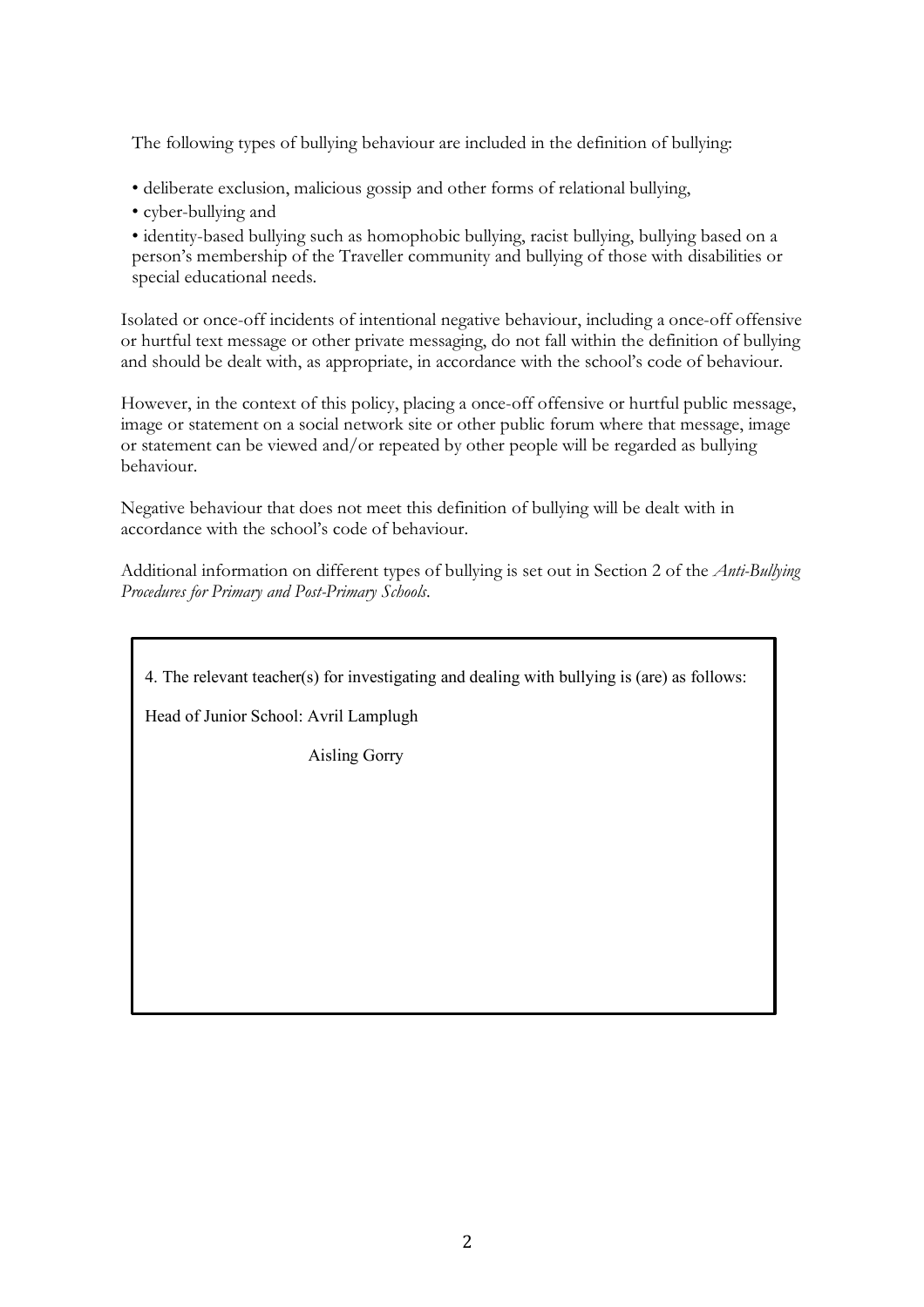The following types of bullying behaviour are included in the definition of bullying:

- deliberate exclusion, malicious gossip and other forms of relational bullying,
- cyber-bullying and
- identity-based bullying such as homophobic bullying, racist bullying, bullying based on a person's membership of the Traveller community and bullying of those with disabilities or special educational needs.

Isolated or once-off incidents of intentional negative behaviour, including a once-off offensive or hurtful text message or other private messaging, do not fall within the definition of bullying and should be dealt with, as appropriate, in accordance with the school's code of behaviour.

However, in the context of this policy, placing a once-off offensive or hurtful public message, image or statement on a social network site or other public forum where that message, image or statement can be viewed and/or repeated by other people will be regarded as bullying behaviour.

Negative behaviour that does not meet this definition of bullying will be dealt with in accordance with the school's code of behaviour.

Additional information on different types of bullying is set out in Section 2 of the *Anti-Bullying Procedures for Primary and Post-Primary Schools*.

4. The relevant teacher(s) for investigating and dealing with bullying is (are) as follows:

Head of Junior School: Avril Lamplugh

Aisling Gorry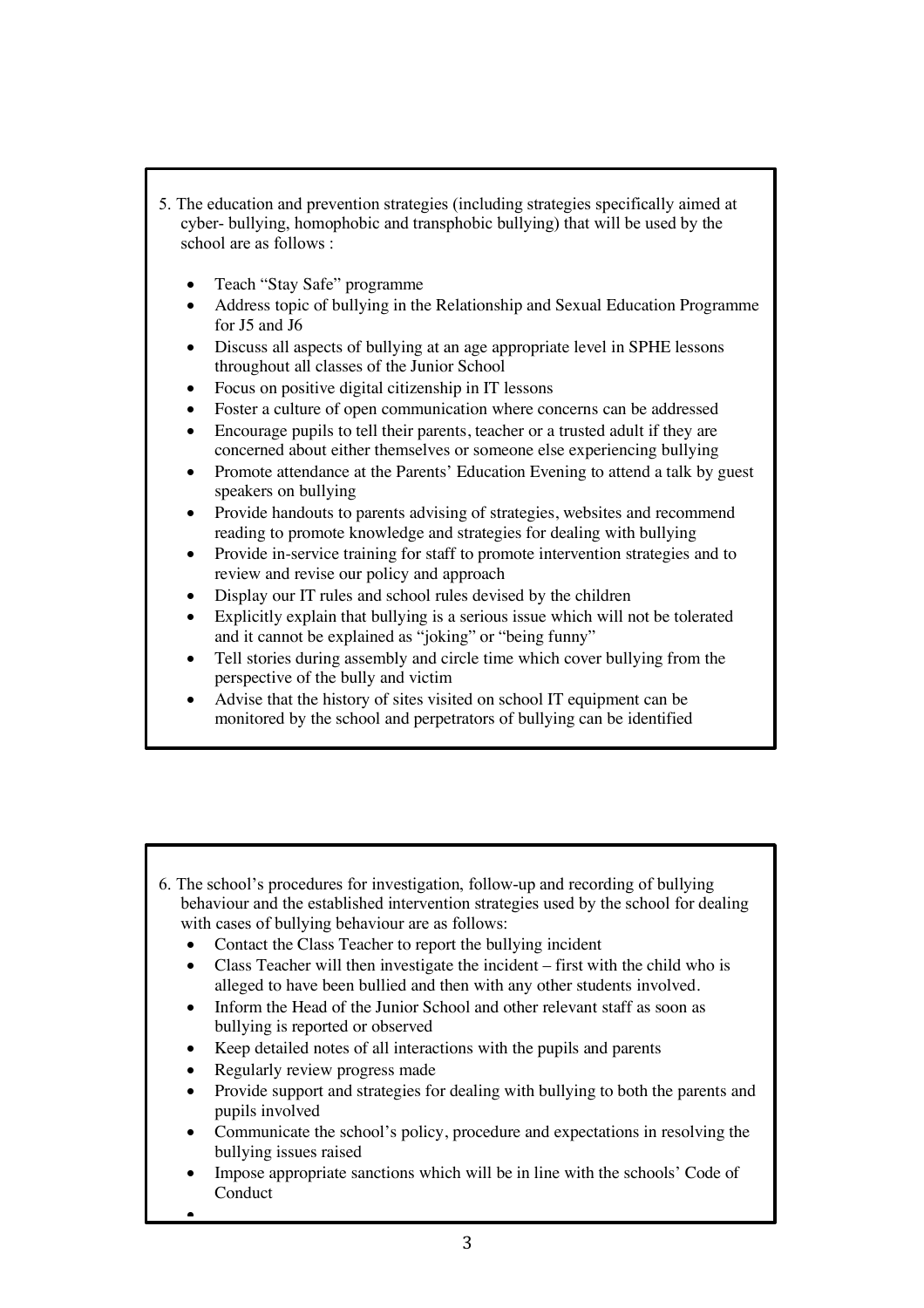5. The education and prevention strategies (including strategies specifically aimed at cyber- bullying, homophobic and transphobic bullying) that will be used by the school are as follows :

- Teach "Stay Safe" programme
- Address topic of bullying in the Relationship and Sexual Education Programme for J5 and J6
- Discuss all aspects of bullying at an age appropriate level in SPHE lessons throughout all classes of the Junior School
- Focus on positive digital citizenship in IT lessons
- Foster a culture of open communication where concerns can be addressed
- Encourage pupils to tell their parents, teacher or a trusted adult if they are concerned about either themselves or someone else experiencing bullying
- Promote attendance at the Parents' Education Evening to attend a talk by guest speakers on bullying
- Provide handouts to parents advising of strategies, websites and recommend reading to promote knowledge and strategies for dealing with bullying
- Provide in-service training for staff to promote intervention strategies and to review and revise our policy and approach
- Display our IT rules and school rules devised by the children
- Explicitly explain that bullying is a serious issue which will not be tolerated and it cannot be explained as "joking" or "being funny"
- Tell stories during assembly and circle time which cover bullying from the perspective of the bully and victim
- Advise that the history of sites visited on school IT equipment can be monitored by the school and perpetrators of bullying can be identified

6. The school's procedures for investigation, follow-up and recording of bullying behaviour and the established intervention strategies used by the school for dealing with cases of bullying behaviour are as follows:

- Contact the Class Teacher to report the bullying incident
- Class Teacher will then investigate the incident – first with the child who is alleged to have been bullied and then with any other students involved.
- Inform the Head of the Junior School and other relevant staff as soon as bullying is reported or observed
- Keep detailed notes of all interactions with the pupils and parents
- Regularly review progress made
- Provide support and strategies for dealing with bullying to both the parents and pupils involved
- Communicate the school's policy, procedure and expectations in resolving the bullying issues raised
- Impose appropriate sanctions which will be in line with the schools' Code of Conduct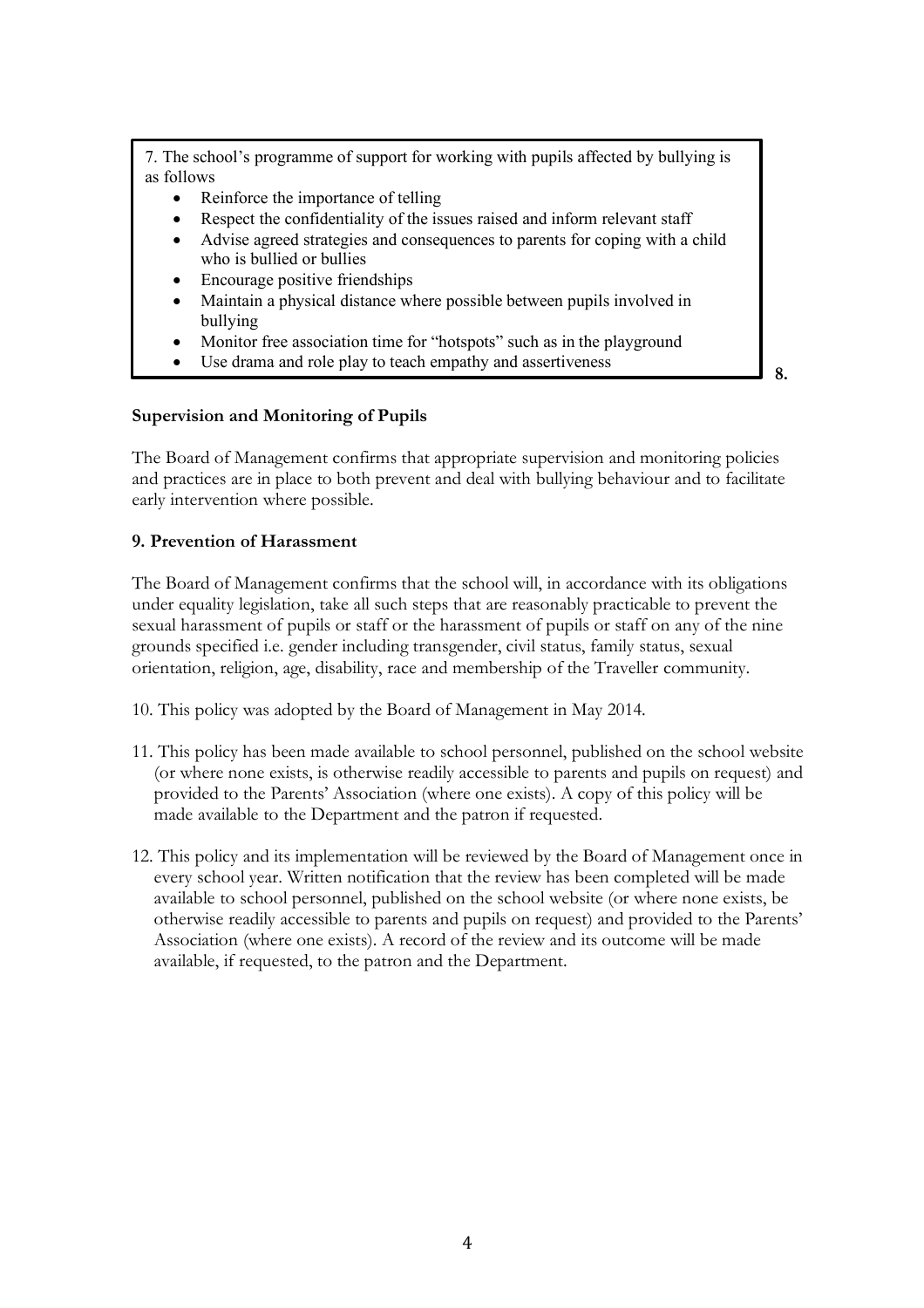7. The school's programme of support for working with pupils affected by bullying is as follows

- Reinforce the importance of telling
- Respect the confidentiality of the issues raised and inform relevant staff
- Advise agreed strategies and consequences to parents for coping with a child who is bullied or bullies
- Encourage positive friendships
- Maintain a physical distance where possible between pupils involved in bullying
- Monitor free association time for "hotspots" such as in the playground
- Use drama and role play to teach empathy and assertiveness

**8. Supervision and Monitoring of Pupils**

The Board of Management confirms that appropriate supervision and monitoring policies and practices are in place to both prevent and deal with bullying behaviour and to facilitate early intervention where possible.

**9. Prevention of Harassment**

The Board of Management confirms that the school will, in accordance with its obligations under equality legislation, take all such steps that are reasonably practicable to prevent the sexual harassment of pupils or staff or the harassment of pupils or staff on any of the nine grounds specified i.e. gender including transgender, civil status, family status, sexual orientation, religion, age, disability, race and membership of the Traveller community.

10. This policy was adopted by the Board of Management in May 2014.

11. This policy has been made available to school personnel, published on the school website (or where none exists, is otherwise readily accessible to parents and pupils on request) and provided to the Parents' Association (where one exists). A copy of this policy will be made available to the Department and the patron if requested.

12. This policy and its implementation will be reviewed by the Board of Management once in every school year. Written notification that the review has been completed will be made available to school personnel, published on the school website (or where none exists, be otherwise readily accessible to parents and pupils on request) and provided to the Parents' Association (where one exists). A record of the review and its outcome will be made available, if requested, to the patron and the Department.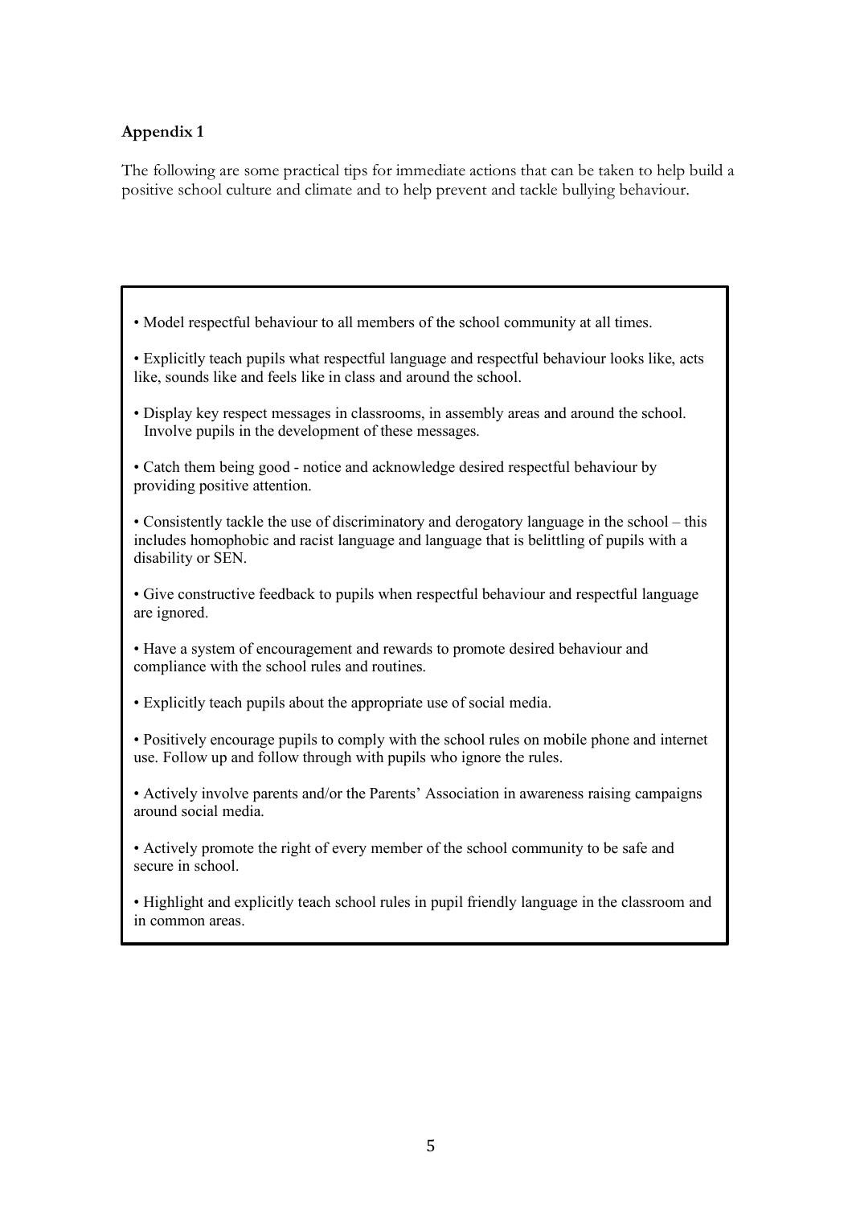**Appendix 1**

The following are some practical tips for immediate actions that can be taken to help build a positive school culture and climate and to help prevent and tackle bullying behaviour.

- Model respectful behaviour to all members of the school community at all times.
- Explicitly teach pupils what respectful language and respectful behaviour looks like, acts like, sounds like and feels like in class and around the school.
- Display key respect messages in classrooms, in assembly areas and around the school. Involve pupils in the development of these messages.
- Catch them being good - notice and acknowledge desired respectful behaviour by providing positive attention.
- Consistently tackle the use of discriminatory and derogatory language in the school – this includes homophobic and racist language and language that is belittling of pupils with a disability or SEN.
- Give constructive feedback to pupils when respectful behaviour and respectful language are ignored.
- Have a system of encouragement and rewards to promote desired behaviour and compliance with the school rules and routines.
- Explicitly teach pupils about the appropriate use of social media.
- Positively encourage pupils to comply with the school rules on mobile phone and internet use. Follow up and follow through with pupils who ignore the rules.
- Actively involve parents and/or the Parents' Association in awareness raising campaigns around social media.
- Actively promote the right of every member of the school community to be safe and secure in school.
- Highlight and explicitly teach school rules in pupil friendly language in the classroom and in common areas.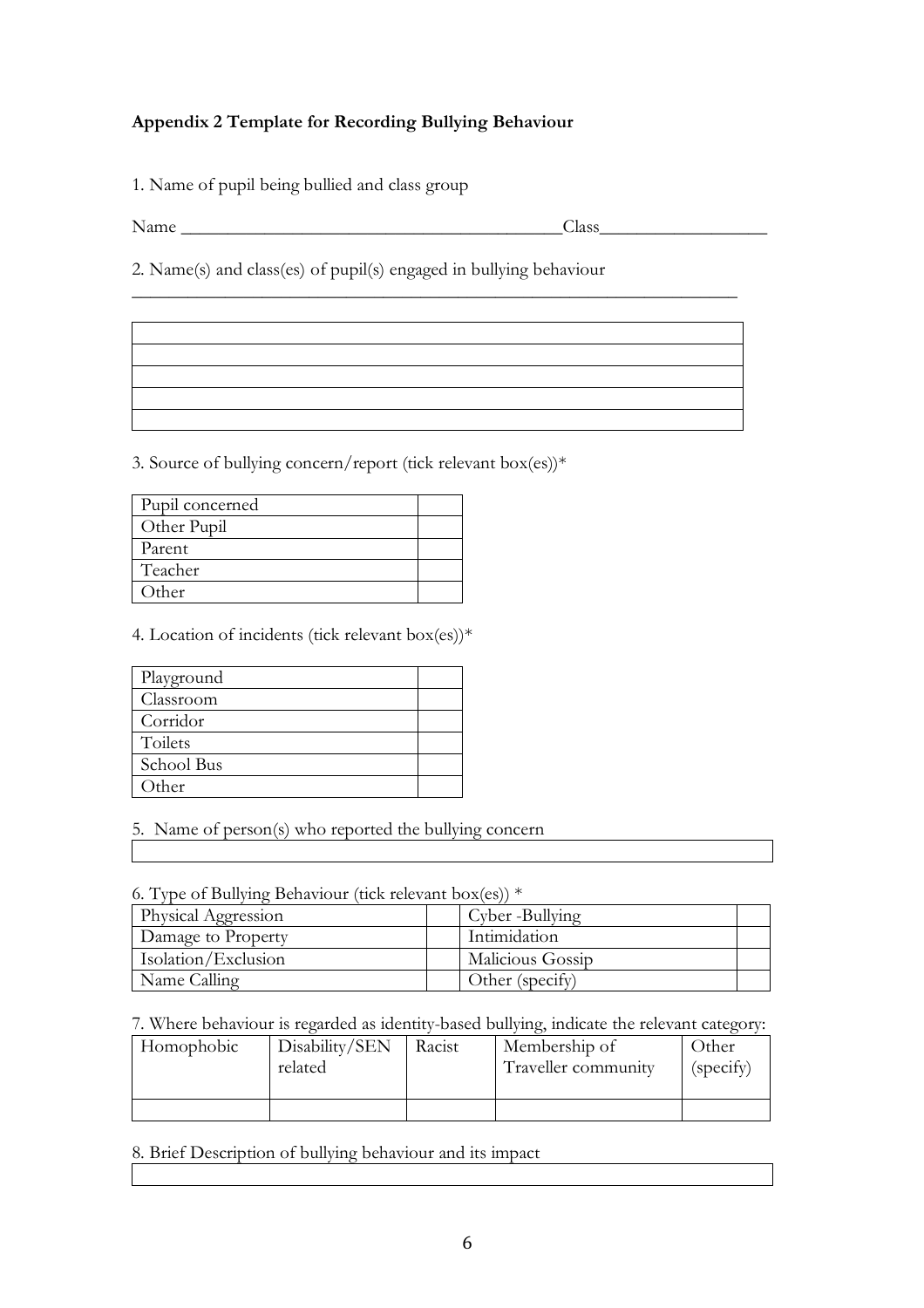**Appendix 2 Template for Recording Bullying Behaviour**

1. Name of pupil being bullied and class group

Name ___________________________________________Class___________________

2. Name(s) and class(es) of pupil(s) engaged in bullying behaviour

_______________________________________________________________________

| |
|---|
| |
| |
| |
| |
| |

3. Source of bullying concern/report (tick relevant box(es))*

| | |
|---|---|
| Pupil concerned | |
| Other Pupil | |
| Parent | |
| Teacher | |
| Other | |

4. Location of incidents (tick relevant box(es))*

| | |
|---|---|
| Playground | |
| Classroom | |
| Corridor | |
| Toilets | |
| School Bus | |
| Other | |

5. Name of person(s) who reported the bullying concern

| |
|---|
| |

6. Type of Bullying Behaviour (tick relevant box(es)) *

| | | | |
|---|---|---|---|
| Physical Aggression | | Cyber -Bullying | |
| Damage to Property | | Intimidation | |
| Isolation/Exclusion | | Malicious Gossip | |
| Name Calling | | Other (specify) | |

7. Where behaviour is regarded as identity-based bullying, indicate the relevant category:

| Homophobic | Disability/SEN related | Racist | Membership of Traveller community | Other (specify) |
|---|---|---|---|---|
| | | | | |

8. Brief Description of bullying behaviour and its impact

| |
|---|
| |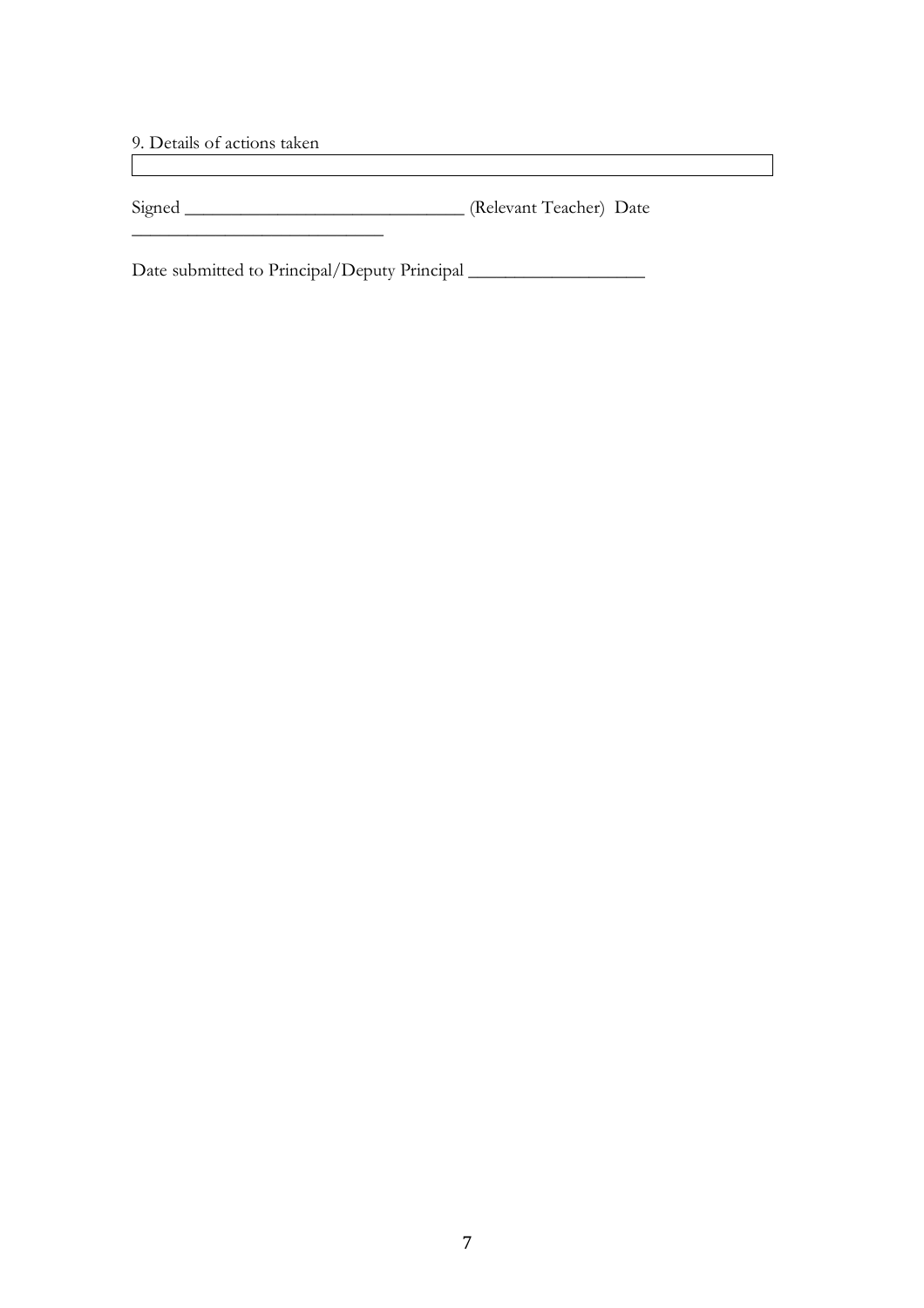9. Details of actions taken

| |
|---|
| |

Signed _______________________________ (Relevant Teacher) Date ____________________________

Date submitted to Principal/Deputy Principal ___________________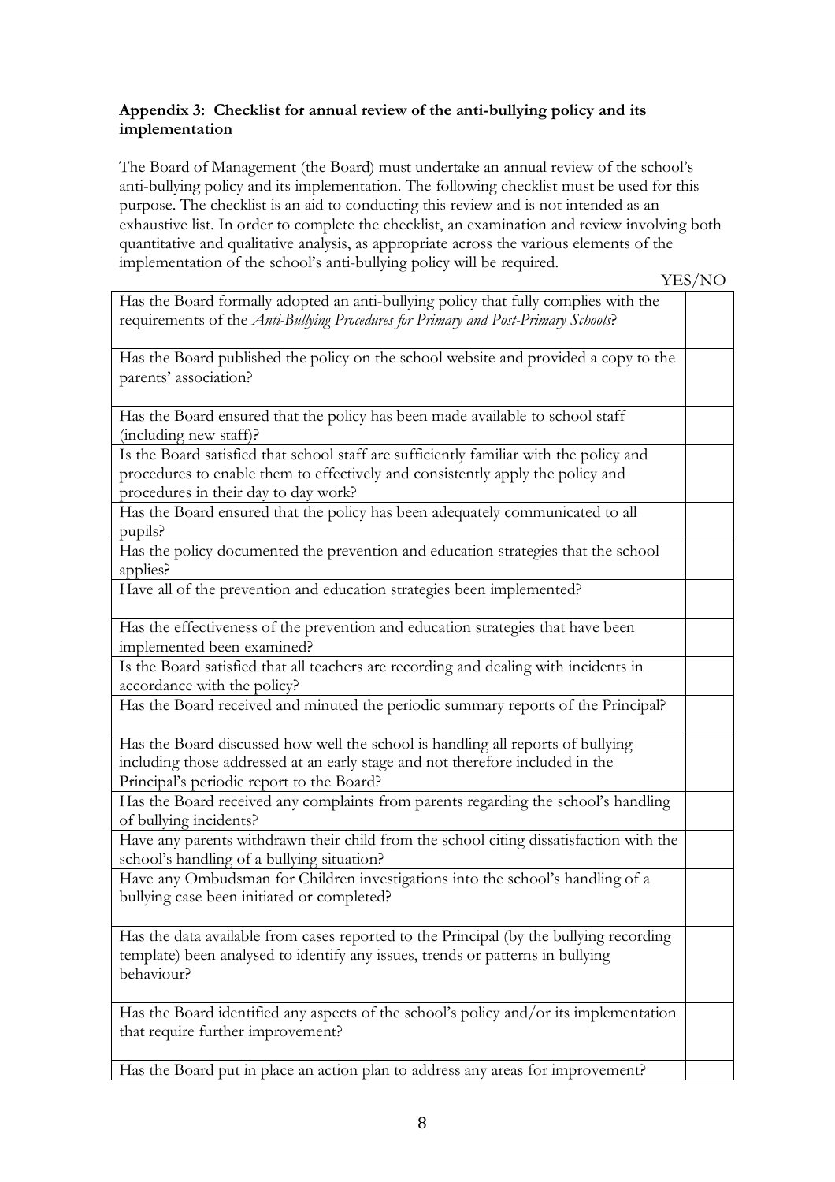**Appendix 3: Checklist for annual review of the anti-bullying policy and its implementation**

The Board of Management (the Board) must undertake an annual review of the school's anti-bullying policy and its implementation. The following checklist must be used for this purpose. The checklist is an aid to conducting this review and is not intended as an exhaustive list. In order to complete the checklist, an examination and review involving both quantitative and qualitative analysis, as appropriate across the various elements of the implementation of the school's anti-bullying policy will be required.

| | YES/NO |
|---|---|
| Has the Board formally adopted an anti-bullying policy that fully complies with the requirements of the *Anti-Bullying Procedures for Primary and Post-Primary Schools*? | |
| Has the Board published the policy on the school website and provided a copy to the parents' association? | |
| Has the Board ensured that the policy has been made available to school staff (including new staff)? | |
| Is the Board satisfied that school staff are sufficiently familiar with the policy and procedures to enable them to effectively and consistently apply the policy and procedures in their day to day work? | |
| Has the Board ensured that the policy has been adequately communicated to all pupils? | |
| Has the policy documented the prevention and education strategies that the school applies? | |
| Have all of the prevention and education strategies been implemented? | |
| Has the effectiveness of the prevention and education strategies that have been implemented been examined? | |
| Is the Board satisfied that all teachers are recording and dealing with incidents in accordance with the policy? | |
| Has the Board received and minuted the periodic summary reports of the Principal? | |
| Has the Board discussed how well the school is handling all reports of bullying including those addressed at an early stage and not therefore included in the Principal's periodic report to the Board? | |
| Has the Board received any complaints from parents regarding the school's handling of bullying incidents? | |
| Have any parents withdrawn their child from the school citing dissatisfaction with the school's handling of a bullying situation? | |
| Have any Ombudsman for Children investigations into the school's handling of a bullying case been initiated or completed? | |
| Has the data available from cases reported to the Principal (by the bullying recording template) been analysed to identify any issues, trends or patterns in bullying behaviour? | |
| Has the Board identified any aspects of the school's policy and/or its implementation that require further improvement? | |
| Has the Board put in place an action plan to address any areas for improvement? | |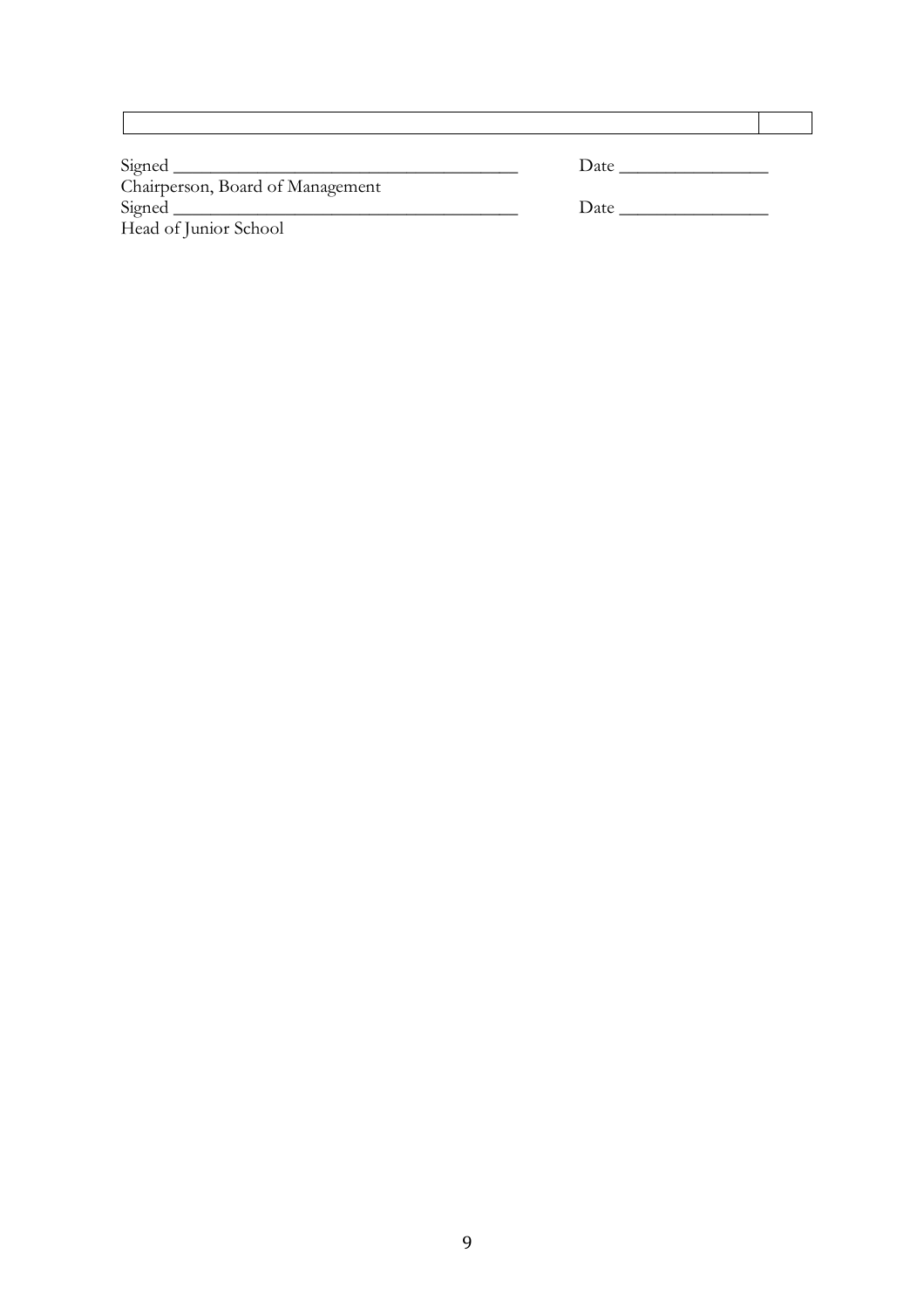| | |
|---|---|
| | |

Signed ____________________________________ Date ________________
Chairperson, Board of Management

Signed ____________________________________ Date ________________
Head of Junior School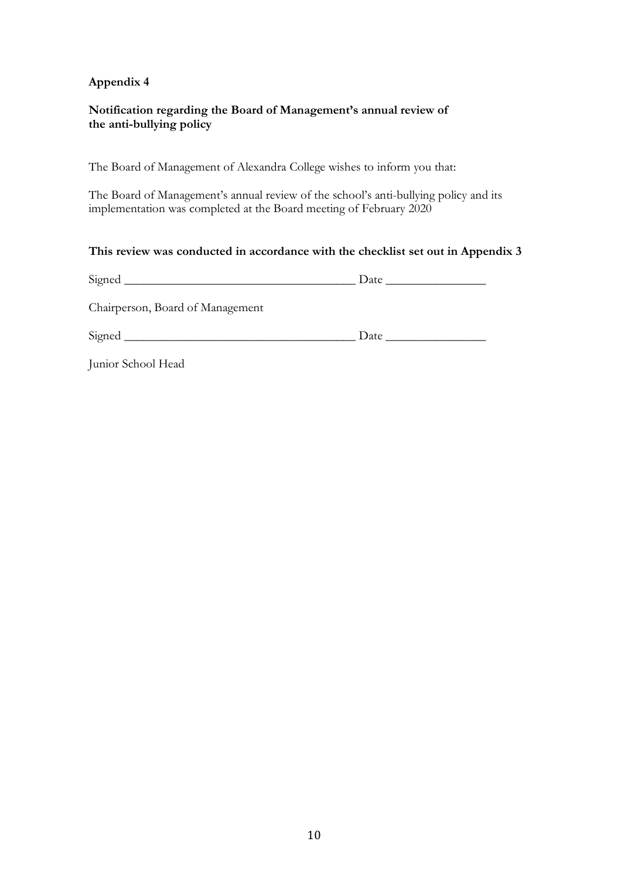**Appendix 4**

**Notification regarding the Board of Management's annual review of the anti-bullying policy**

The Board of Management of Alexandra College wishes to inform you that:

The Board of Management's annual review of the school's anti-bullying policy and its implementation was completed at the Board meeting of February 2020

**This review was conducted in accordance with the checklist set out in Appendix 3**

Signed _____________________________________ Date ________________

Chairperson, Board of Management

Signed _____________________________________ Date ________________

Junior School Head